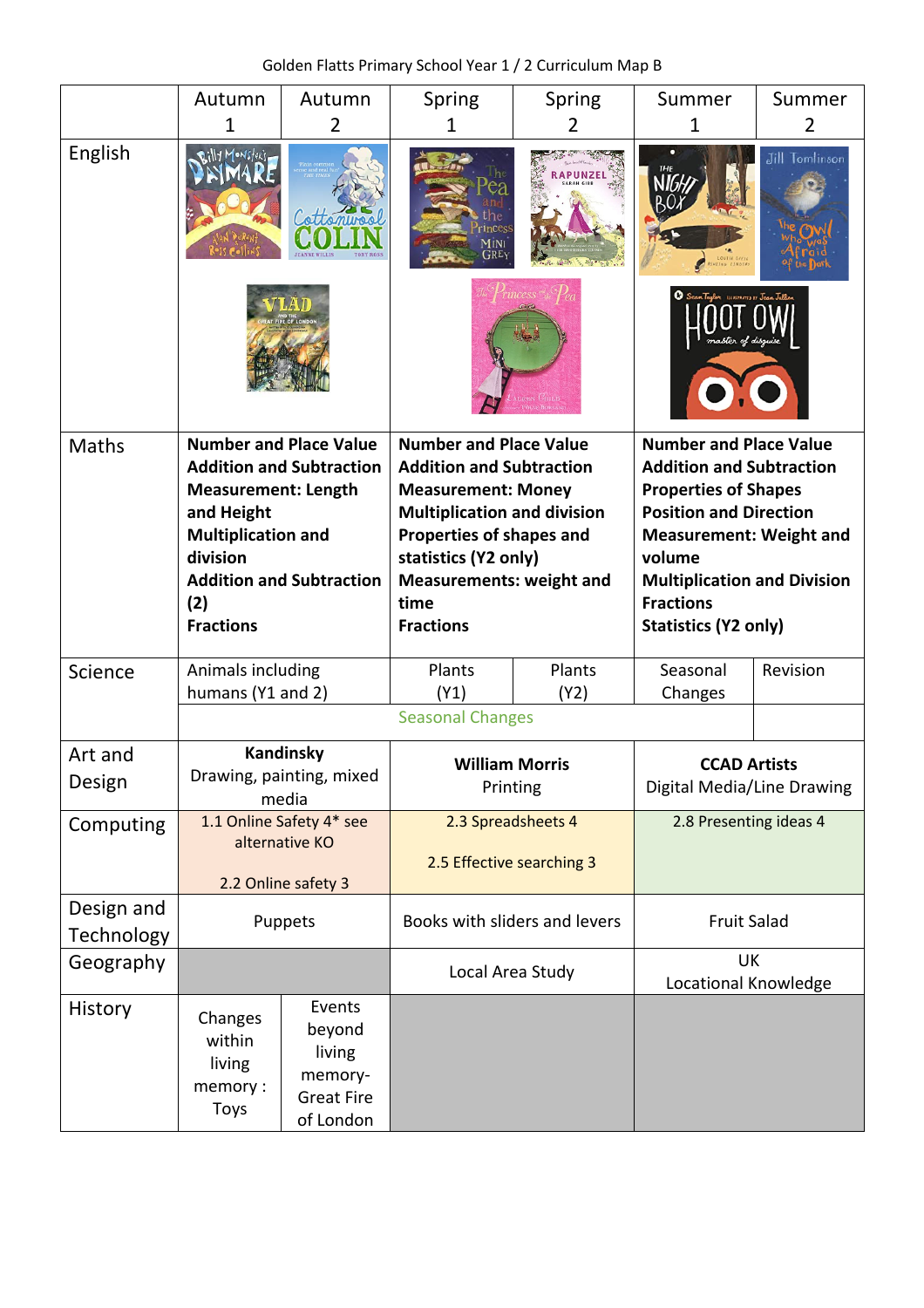Golden Flatts Primary School Year 1 / 2 Curriculum Map B

| | Autumn 1 | Autumn 2 | Spring 1 | Spring 2 | Summer 1 | Summer 2 |
|---|---|---|---|---|---|---|
| English | Billy Monster's Daymare; Vlad and the Great Fire of London | Cottonwool Colin | The Pea and the Princess; The Princess and the Pea | Rapunzel | The Night Box; Hoot Owl Master of Disguise | The Owl Who Was Afraid of the Dark |
| Maths | **Number and Place Value**<br>**Addition and Subtraction**<br>**Measurement: Length and Height**<br>**Multiplication and division**<br>**Addition and Subtraction (2)**<br>**Fractions** | | **Number and Place Value**<br>**Addition and Subtraction**<br>**Measurement: Money**<br>**Multiplication and division**<br>**Properties of shapes and statistics (Y2 only)**<br>**Measurements: weight and time**<br>**Fractions** | | **Number and Place Value**<br>**Addition and Subtraction**<br>**Properties of Shapes**<br>**Position and Direction**<br>**Measurement: Weight and volume**<br>**Multiplication and Division**<br>**Fractions**<br>**Statistics (Y2 only)** | |
| Science | Animals including humans (Y1 and 2) | | Plants (Y1) | Plants (Y2) | Seasonal Changes | Revision |
| | Seasonal Changes | | | | | |
| Art and Design | **Kandinsky**<br>Drawing, painting, mixed media | | **William Morris**<br>Printing | | **CCAD Artists**<br>Digital Media/Line Drawing | |
| Computing | 1.1 Online Safety 4* see alternative KO<br>2.2 Online safety 3 | | 2.3 Spreadsheets 4<br>2.5 Effective searching 3 | | 2.8 Presenting ideas 4 | |
| Design and Technology | Puppets | | Books with sliders and levers | | Fruit Salad | |
| Geography | | | Local Area Study | | UK Locational Knowledge | |
| History | Changes within living memory : Toys | Events beyond living memory- Great Fire of London | | | | |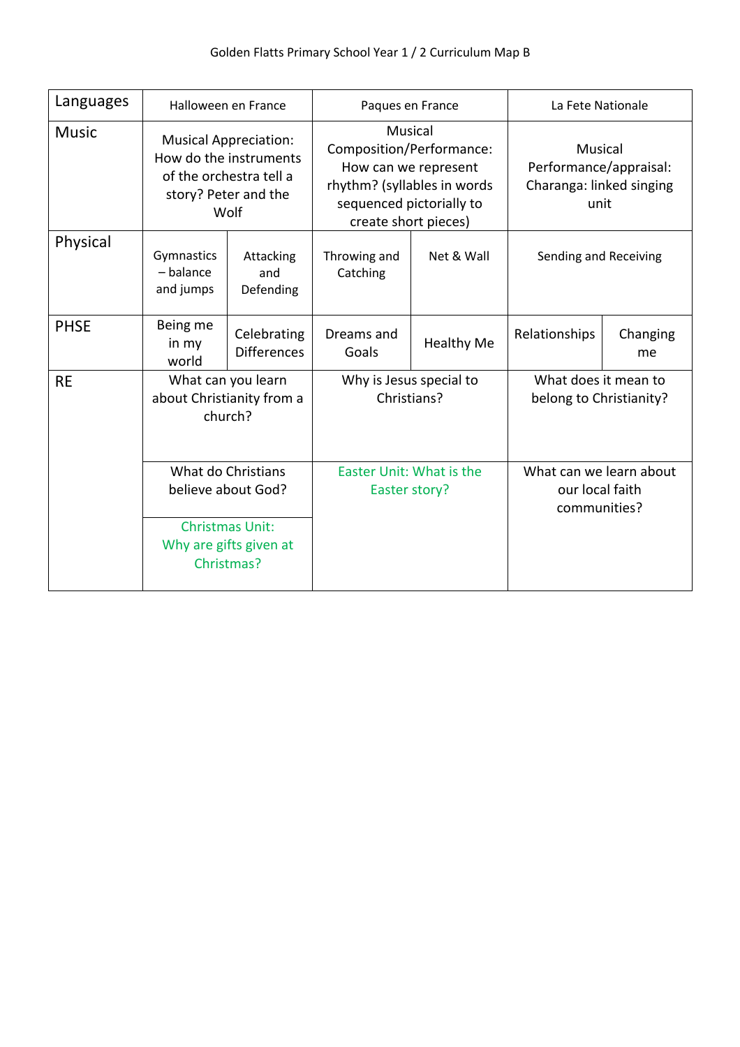Golden Flatts Primary School Year 1 / 2 Curriculum Map B

| | | | | | | |
|---|---|---|---|---|---|---|
| Languages | Halloween en France | | Paques en France | | La Fete Nationale | |
| Music | Musical Appreciation: How do the instruments of the orchestra tell a story? Peter and the Wolf | | Musical Composition/Performance: How can we represent rhythm? (syllables in words sequenced pictorially to create short pieces) | | Musical Performance/appraisal: Charanga: linked singing unit | |
| Physical | Gymnastics – balance and jumps | Attacking and Defending | Throwing and Catching | Net & Wall | Sending and Receiving | |
| PHSE | Being me in my world | Celebrating Differences | Dreams and Goals | Healthy Me | Relationships | Changing me |
| RE | What can you learn about Christianity from a church? | | Why is Jesus special to Christians? | | What does it mean to belong to Christianity? | |
| | What do Christians believe about God? | | Easter Unit: What is the Easter story? | | What can we learn about our local faith communities? | |
| | Christmas Unit: Why are gifts given at Christmas? | | | | | |